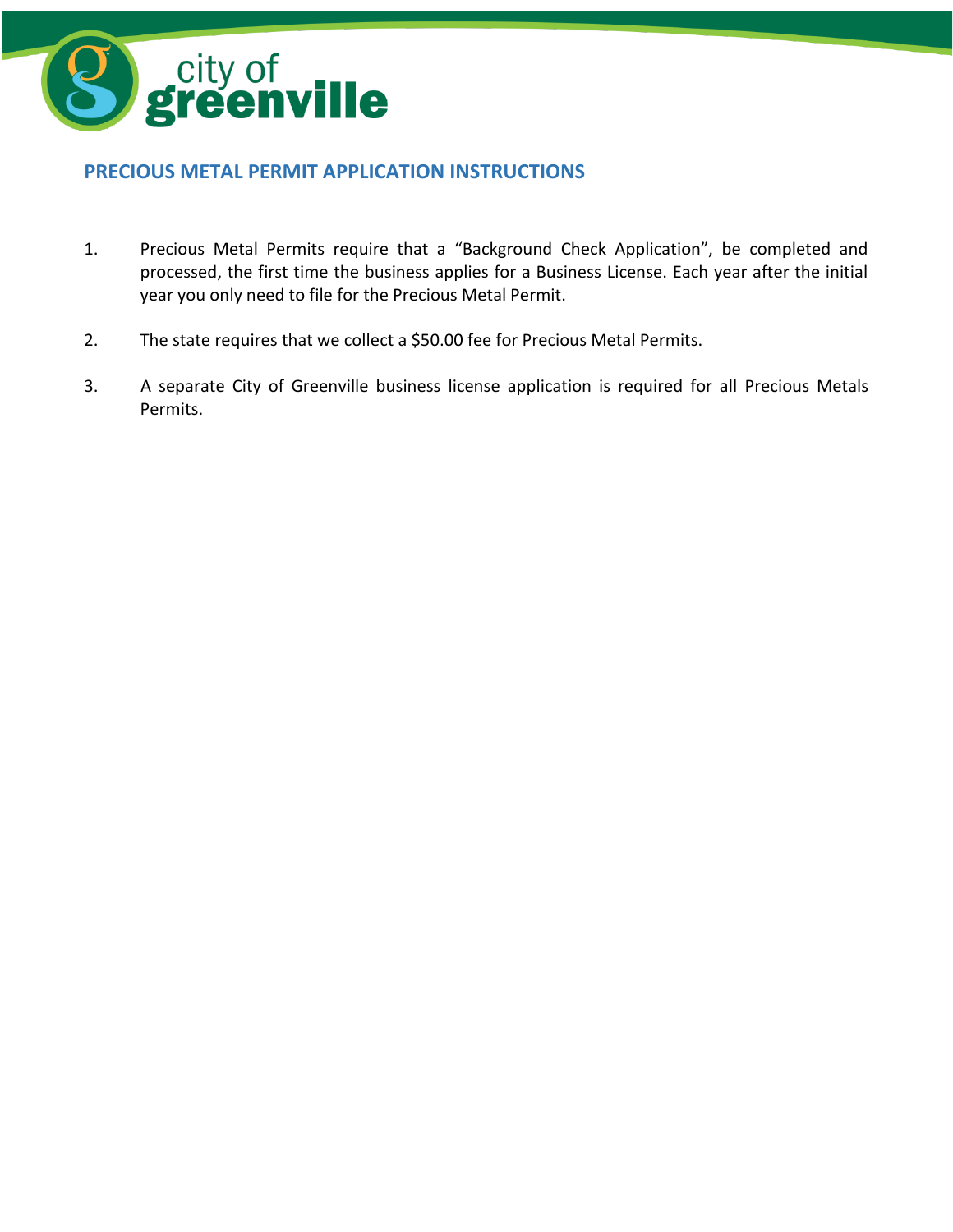city of greenville

## PRECIOUS METAL PERMIT APPLICATION INSTRUCTIONS

1. Precious Metal Permits require that a "Background Check Application", be completed and processed, the first time the business applies for a Business License. Each year after the initial year you only need to file for the Precious Metal Permit.

2. The state requires that we collect a $50.00 fee for Precious Metal Permits.

3. A separate City of Greenville business license application is required for all Precious Metals Permits.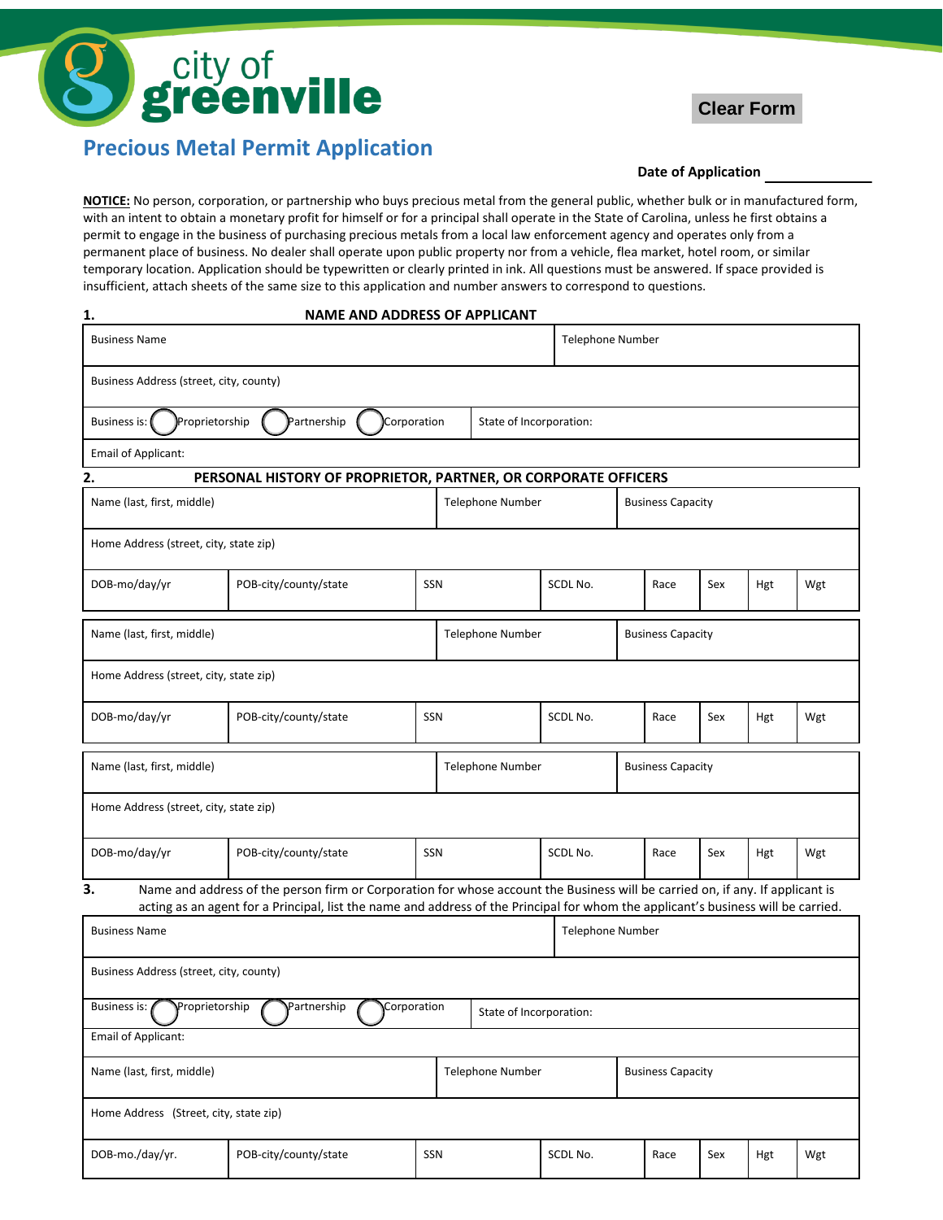city of greenville

Clear Form

# Precious Metal Permit Application

**Date of Application** ______________

**NOTICE:** No person, corporation, or partnership who buys precious metal from the general public, whether bulk or in manufactured form, with an intent to obtain a monetary profit for himself or for a principal shall operate in the State of Carolina, unless he first obtains a permit to engage in the business of purchasing precious metals from a local law enforcement agency and operates only from a permanent place of business. No dealer shall operate upon public property nor from a vehicle, flea market, hotel room, or similar temporary location. Application should be typewritten or clearly printed in ink. All questions must be answered. If space provided is insufficient, attach sheets of the same size to this application and number answers to correspond to questions.

## 1. NAME AND ADDRESS OF APPLICANT

| Business Name | Telephone Number |
|---|---|
| Business Address (street, city, county) | |
| Business is: ◯ Proprietorship ◯ Partnership ◯ Corporation | State of Incorporation: |
| Email of Applicant: | |

## 2. PERSONAL HISTORY OF PROPRIETOR, PARTNER, OR CORPORATE OFFICERS

| Name (last, first, middle) | | Telephone Number | | Business Capacity | | | |
|---|---|---|---|---|---|---|---|
| Home Address (street, city, state zip) | | | | | | | |
| DOB-mo/day/yr | POB-city/county/state | SSN | SCDL No. | Race | Sex | Hgt | Wgt |

| Name (last, first, middle) | | Telephone Number | | Business Capacity | | | |
|---|---|---|---|---|---|---|---|
| Home Address (street, city, state zip) | | | | | | | |
| DOB-mo/day/yr | POB-city/county/state | SSN | SCDL No. | Race | Sex | Hgt | Wgt |

| Name (last, first, middle) | | Telephone Number | | Business Capacity | | | |
|---|---|---|---|---|---|---|---|
| Home Address (street, city, state zip) | | | | | | | |
| DOB-mo/day/yr | POB-city/county/state | SSN | SCDL No. | Race | Sex | Hgt | Wgt |

## 3. Name and address of the person firm or Corporation for whose account the Business will be carried on, if any. If applicant is acting as an agent for a Principal, list the name and address of the Principal for whom the applicant's business will be carried.

| Business Name | Telephone Number |
|---|---|
| Business Address (street, city, county) | |
| Business is: ◯ Proprietorship ◯ Partnership ◯ Corporation | State of Incorporation: |
| Email of Applicant: | |

| Name (last, first, middle) | | Telephone Number | | Business Capacity | | | |
|---|---|---|---|---|---|---|---|
| Home Address (Street, city, state zip) | | | | | | | |
| DOB-mo./day/yr. | POB-city/county/state | SSN | SCDL No. | Race | Sex | Hgt | Wgt |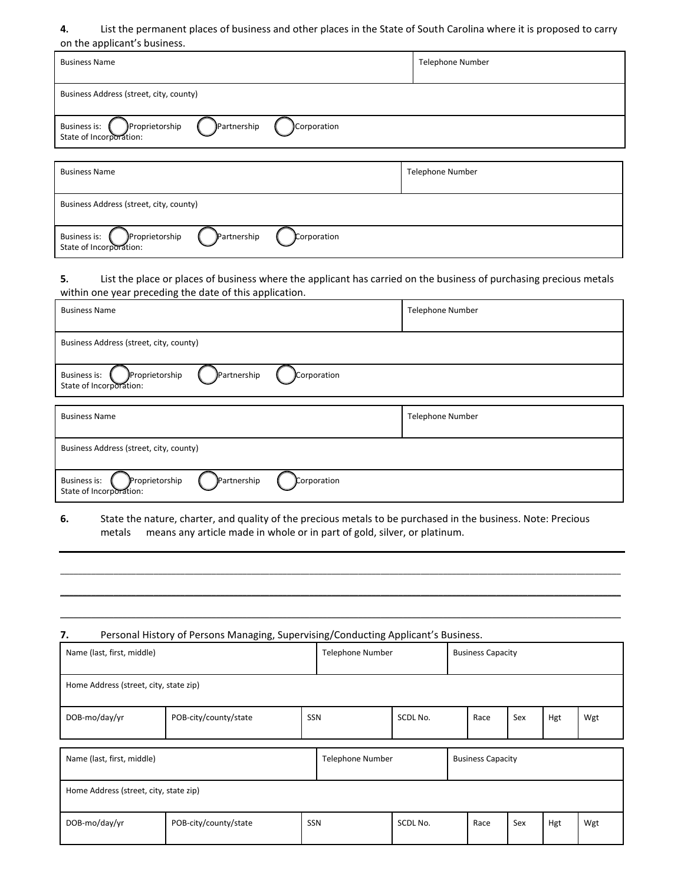**4.** List the permanent places of business and other places in the State of South Carolina where it is proposed to carry on the applicant's business.

| Business Name | Telephone Number |
|---|---|
| Business Address (street, city, county) | |
| Business is: ◯ Proprietorship ◯ Partnership ◯ Corporation<br>State of Incorporation: | |

| Business Name | Telephone Number |
|---|---|
| Business Address (street, city, county) | |
| Business is: ◯ Proprietorship ◯ Partnership ◯ Corporation<br>State of Incorporation: | |

**5.** List the place or places of business where the applicant has carried on the business of purchasing precious metals within one year preceding the date of this application.

| Business Name | Telephone Number |
|---|---|
| Business Address (street, city, county) | |
| Business is: ◯ Proprietorship ◯ Partnership ◯ Corporation<br>State of Incorporation: | |

| Business Name | Telephone Number |
|---|---|
| Business Address (street, city, county) | |
| Business is: ◯ Proprietorship ◯ Partnership ◯ Corporation<br>State of Incorporation: | |

**6.** State the nature, charter, and quality of the precious metals to be purchased in the business. Note: Precious metals means any article made in whole or in part of gold, silver, or platinum.

______________________________________________________________________________

______________________________________________________________________________

______________________________________________________________________________

**7.** Personal History of Persons Managing, Supervising/Conducting Applicant's Business.

| Name (last, first, middle) | | | Telephone Number | | Business Capacity | | | |
|---|---|---|---|---|---|---|---|---|
| Home Address (street, city, state zip) | | | | | | | | |
| DOB-mo/day/yr | POB-city/county/state | SSN | SCDL No. | | Race | Sex | Hgt | Wgt |

| Name (last, first, middle) | | | Telephone Number | | Business Capacity | | | |
|---|---|---|---|---|---|---|---|---|
| Home Address (street, city, state zip) | | | | | | | | |
| DOB-mo/day/yr | POB-city/county/state | SSN | SCDL No. | | Race | Sex | Hgt | Wgt |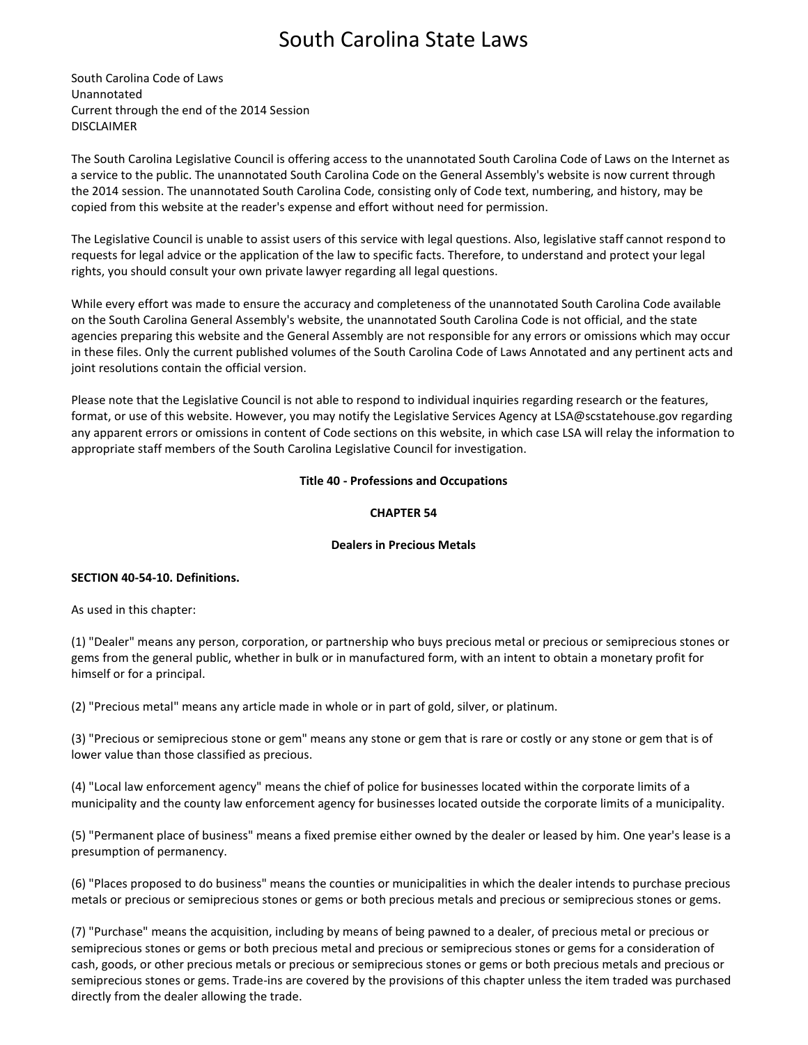# South Carolina State Laws

South Carolina Code of Laws
Unannotated
Current through the end of the 2014 Session
DISCLAIMER

The South Carolina Legislative Council is offering access to the unannotated South Carolina Code of Laws on the Internet as a service to the public. The unannotated South Carolina Code on the General Assembly's website is now current through the 2014 session. The unannotated South Carolina Code, consisting only of Code text, numbering, and history, may be copied from this website at the reader's expense and effort without need for permission.

The Legislative Council is unable to assist users of this service with legal questions. Also, legislative staff cannot respond to requests for legal advice or the application of the law to specific facts. Therefore, to understand and protect your legal rights, you should consult your own private lawyer regarding all legal questions.

While every effort was made to ensure the accuracy and completeness of the unannotated South Carolina Code available on the South Carolina General Assembly's website, the unannotated South Carolina Code is not official, and the state agencies preparing this website and the General Assembly are not responsible for any errors or omissions which may occur in these files. Only the current published volumes of the South Carolina Code of Laws Annotated and any pertinent acts and joint resolutions contain the official version.

Please note that the Legislative Council is not able to respond to individual inquiries regarding research or the features, format, or use of this website. However, you may notify the Legislative Services Agency at LSA@scstatehouse.gov regarding any apparent errors or omissions in content of Code sections on this website, in which case LSA will relay the information to appropriate staff members of the South Carolina Legislative Council for investigation.

**Title 40 - Professions and Occupations**

**CHAPTER 54**

**Dealers in Precious Metals**

**SECTION 40-54-10. Definitions.**

As used in this chapter:

(1) "Dealer" means any person, corporation, or partnership who buys precious metal or precious or semiprecious stones or gems from the general public, whether in bulk or in manufactured form, with an intent to obtain a monetary profit for himself or for a principal.

(2) "Precious metal" means any article made in whole or in part of gold, silver, or platinum.

(3) "Precious or semiprecious stone or gem" means any stone or gem that is rare or costly or any stone or gem that is of lower value than those classified as precious.

(4) "Local law enforcement agency" means the chief of police for businesses located within the corporate limits of a municipality and the county law enforcement agency for businesses located outside the corporate limits of a municipality.

(5) "Permanent place of business" means a fixed premise either owned by the dealer or leased by him. One year's lease is a presumption of permanency.

(6) "Places proposed to do business" means the counties or municipalities in which the dealer intends to purchase precious metals or precious or semiprecious stones or gems or both precious metals and precious or semiprecious stones or gems.

(7) "Purchase" means the acquisition, including by means of being pawned to a dealer, of precious metal or precious or semiprecious stones or gems or both precious metal and precious or semiprecious stones or gems for a consideration of cash, goods, or other precious metals or precious or semiprecious stones or gems or both precious metals and precious or semiprecious stones or gems. Trade-ins are covered by the provisions of this chapter unless the item traded was purchased directly from the dealer allowing the trade.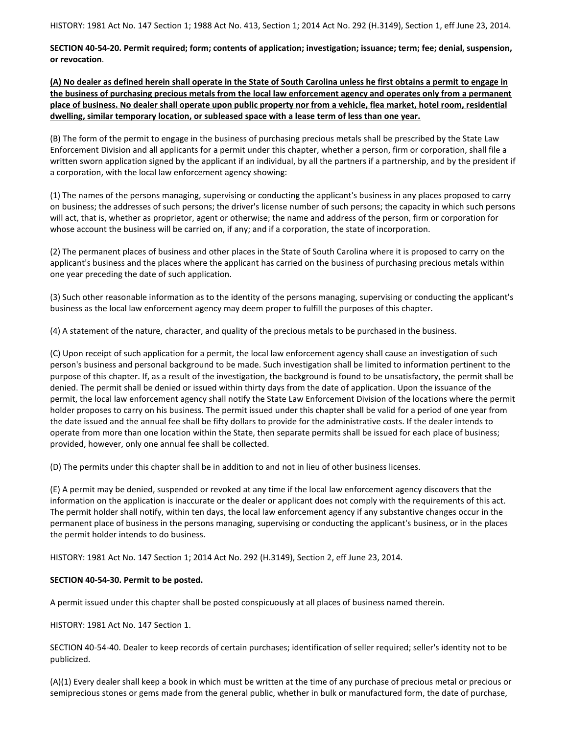HISTORY: 1981 Act No. 147 Section 1; 1988 Act No. 413, Section 1; 2014 Act No. 292 (H.3149), Section 1, eff June 23, 2014.

**SECTION 40-54-20. Permit required; form; contents of application; investigation; issuance; term; fee; denial, suspension, or revocation**.

**(A) No dealer as defined herein shall operate in the State of South Carolina unless he first obtains a permit to engage in the business of purchasing precious metals from the local law enforcement agency and operates only from a permanent place of business. No dealer shall operate upon public property nor from a vehicle, flea market, hotel room, residential dwelling, similar temporary location, or subleased space with a lease term of less than one year.**

(B) The form of the permit to engage in the business of purchasing precious metals shall be prescribed by the State Law Enforcement Division and all applicants for a permit under this chapter, whether a person, firm or corporation, shall file a written sworn application signed by the applicant if an individual, by all the partners if a partnership, and by the president if a corporation, with the local law enforcement agency showing:

(1) The names of the persons managing, supervising or conducting the applicant's business in any places proposed to carry on business; the addresses of such persons; the driver's license number of such persons; the capacity in which such persons will act, that is, whether as proprietor, agent or otherwise; the name and address of the person, firm or corporation for whose account the business will be carried on, if any; and if a corporation, the state of incorporation.

(2) The permanent places of business and other places in the State of South Carolina where it is proposed to carry on the applicant's business and the places where the applicant has carried on the business of purchasing precious metals within one year preceding the date of such application.

(3) Such other reasonable information as to the identity of the persons managing, supervising or conducting the applicant's business as the local law enforcement agency may deem proper to fulfill the purposes of this chapter.

(4) A statement of the nature, character, and quality of the precious metals to be purchased in the business.

(C) Upon receipt of such application for a permit, the local law enforcement agency shall cause an investigation of such person's business and personal background to be made. Such investigation shall be limited to information pertinent to the purpose of this chapter. If, as a result of the investigation, the background is found to be unsatisfactory, the permit shall be denied. The permit shall be denied or issued within thirty days from the date of application. Upon the issuance of the permit, the local law enforcement agency shall notify the State Law Enforcement Division of the locations where the permit holder proposes to carry on his business. The permit issued under this chapter shall be valid for a period of one year from the date issued and the annual fee shall be fifty dollars to provide for the administrative costs. If the dealer intends to operate from more than one location within the State, then separate permits shall be issued for each place of business; provided, however, only one annual fee shall be collected.

(D) The permits under this chapter shall be in addition to and not in lieu of other business licenses.

(E) A permit may be denied, suspended or revoked at any time if the local law enforcement agency discovers that the information on the application is inaccurate or the dealer or applicant does not comply with the requirements of this act. The permit holder shall notify, within ten days, the local law enforcement agency if any substantive changes occur in the permanent place of business in the persons managing, supervising or conducting the applicant's business, or in the places the permit holder intends to do business.

HISTORY: 1981 Act No. 147 Section 1; 2014 Act No. 292 (H.3149), Section 2, eff June 23, 2014.

**SECTION 40-54-30. Permit to be posted.**

A permit issued under this chapter shall be posted conspicuously at all places of business named therein.

HISTORY: 1981 Act No. 147 Section 1.

SECTION 40-54-40. Dealer to keep records of certain purchases; identification of seller required; seller's identity not to be publicized.

(A)(1) Every dealer shall keep a book in which must be written at the time of any purchase of precious metal or precious or semiprecious stones or gems made from the general public, whether in bulk or manufactured form, the date of purchase,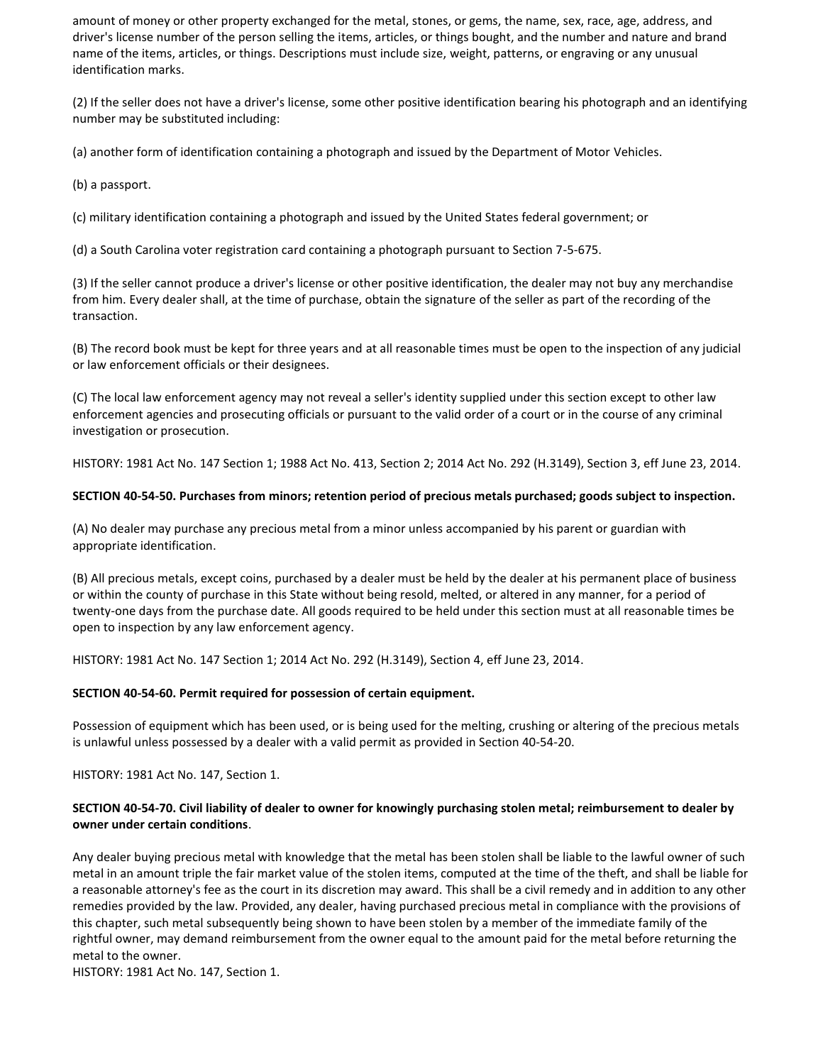amount of money or other property exchanged for the metal, stones, or gems, the name, sex, race, age, address, and driver's license number of the person selling the items, articles, or things bought, and the number and nature and brand name of the items, articles, or things. Descriptions must include size, weight, patterns, or engraving or any unusual identification marks.

(2) If the seller does not have a driver's license, some other positive identification bearing his photograph and an identifying number may be substituted including:

(a) another form of identification containing a photograph and issued by the Department of Motor Vehicles.

(b) a passport.

(c) military identification containing a photograph and issued by the United States federal government; or

(d) a South Carolina voter registration card containing a photograph pursuant to Section 7-5-675.

(3) If the seller cannot produce a driver's license or other positive identification, the dealer may not buy any merchandise from him. Every dealer shall, at the time of purchase, obtain the signature of the seller as part of the recording of the transaction.

(B) The record book must be kept for three years and at all reasonable times must be open to the inspection of any judicial or law enforcement officials or their designees.

(C) The local law enforcement agency may not reveal a seller's identity supplied under this section except to other law enforcement agencies and prosecuting officials or pursuant to the valid order of a court or in the course of any criminal investigation or prosecution.

HISTORY: 1981 Act No. 147 Section 1; 1988 Act No. 413, Section 2; 2014 Act No. 292 (H.3149), Section 3, eff June 23, 2014.

**SECTION 40-54-50. Purchases from minors; retention period of precious metals purchased; goods subject to inspection.**

(A) No dealer may purchase any precious metal from a minor unless accompanied by his parent or guardian with appropriate identification.

(B) All precious metals, except coins, purchased by a dealer must be held by the dealer at his permanent place of business or within the county of purchase in this State without being resold, melted, or altered in any manner, for a period of twenty-one days from the purchase date. All goods required to be held under this section must at all reasonable times be open to inspection by any law enforcement agency.

HISTORY: 1981 Act No. 147 Section 1; 2014 Act No. 292 (H.3149), Section 4, eff June 23, 2014.

**SECTION 40-54-60. Permit required for possession of certain equipment.**

Possession of equipment which has been used, or is being used for the melting, crushing or altering of the precious metals is unlawful unless possessed by a dealer with a valid permit as provided in Section 40-54-20.

HISTORY: 1981 Act No. 147, Section 1.

**SECTION 40-54-70. Civil liability of dealer to owner for knowingly purchasing stolen metal; reimbursement to dealer by owner under certain conditions**.

Any dealer buying precious metal with knowledge that the metal has been stolen shall be liable to the lawful owner of such metal in an amount triple the fair market value of the stolen items, computed at the time of the theft, and shall be liable for a reasonable attorney's fee as the court in its discretion may award. This shall be a civil remedy and in addition to any other remedies provided by the law. Provided, any dealer, having purchased precious metal in compliance with the provisions of this chapter, such metal subsequently being shown to have been stolen by a member of the immediate family of the rightful owner, may demand reimbursement from the owner equal to the amount paid for the metal before returning the metal to the owner.

HISTORY: 1981 Act No. 147, Section 1.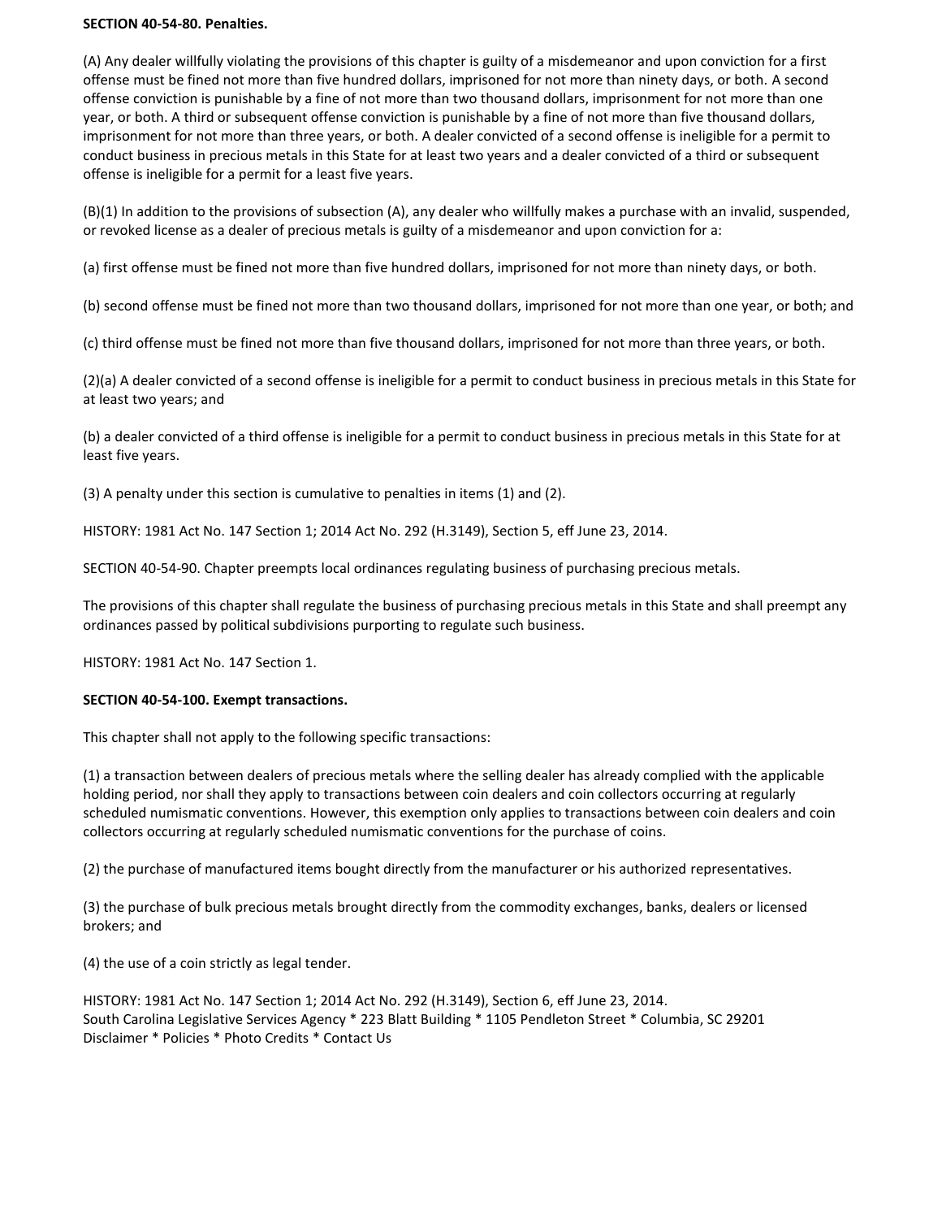**SECTION 40-54-80. Penalties.**

(A) Any dealer willfully violating the provisions of this chapter is guilty of a misdemeanor and upon conviction for a first offense must be fined not more than five hundred dollars, imprisoned for not more than ninety days, or both. A second offense conviction is punishable by a fine of not more than two thousand dollars, imprisonment for not more than one year, or both. A third or subsequent offense conviction is punishable by a fine of not more than five thousand dollars, imprisonment for not more than three years, or both. A dealer convicted of a second offense is ineligible for a permit to conduct business in precious metals in this State for at least two years and a dealer convicted of a third or subsequent offense is ineligible for a permit for a least five years.

(B)(1) In addition to the provisions of subsection (A), any dealer who willfully makes a purchase with an invalid, suspended, or revoked license as a dealer of precious metals is guilty of a misdemeanor and upon conviction for a:

(a) first offense must be fined not more than five hundred dollars, imprisoned for not more than ninety days, or both.

(b) second offense must be fined not more than two thousand dollars, imprisoned for not more than one year, or both; and

(c) third offense must be fined not more than five thousand dollars, imprisoned for not more than three years, or both.

(2)(a) A dealer convicted of a second offense is ineligible for a permit to conduct business in precious metals in this State for at least two years; and

(b) a dealer convicted of a third offense is ineligible for a permit to conduct business in precious metals in this State for at least five years.

(3) A penalty under this section is cumulative to penalties in items (1) and (2).

HISTORY: 1981 Act No. 147 Section 1; 2014 Act No. 292 (H.3149), Section 5, eff June 23, 2014.

SECTION 40-54-90. Chapter preempts local ordinances regulating business of purchasing precious metals.

The provisions of this chapter shall regulate the business of purchasing precious metals in this State and shall preempt any ordinances passed by political subdivisions purporting to regulate such business.

HISTORY: 1981 Act No. 147 Section 1.

**SECTION 40-54-100. Exempt transactions.**

This chapter shall not apply to the following specific transactions:

(1) a transaction between dealers of precious metals where the selling dealer has already complied with the applicable holding period, nor shall they apply to transactions between coin dealers and coin collectors occurring at regularly scheduled numismatic conventions. However, this exemption only applies to transactions between coin dealers and coin collectors occurring at regularly scheduled numismatic conventions for the purchase of coins.

(2) the purchase of manufactured items bought directly from the manufacturer or his authorized representatives.

(3) the purchase of bulk precious metals brought directly from the commodity exchanges, banks, dealers or licensed brokers; and

(4) the use of a coin strictly as legal tender.

HISTORY: 1981 Act No. 147 Section 1; 2014 Act No. 292 (H.3149), Section 6, eff June 23, 2014.
South Carolina Legislative Services Agency * 223 Blatt Building * 1105 Pendleton Street * Columbia, SC 29201
Disclaimer * Policies * Photo Credits * Contact Us